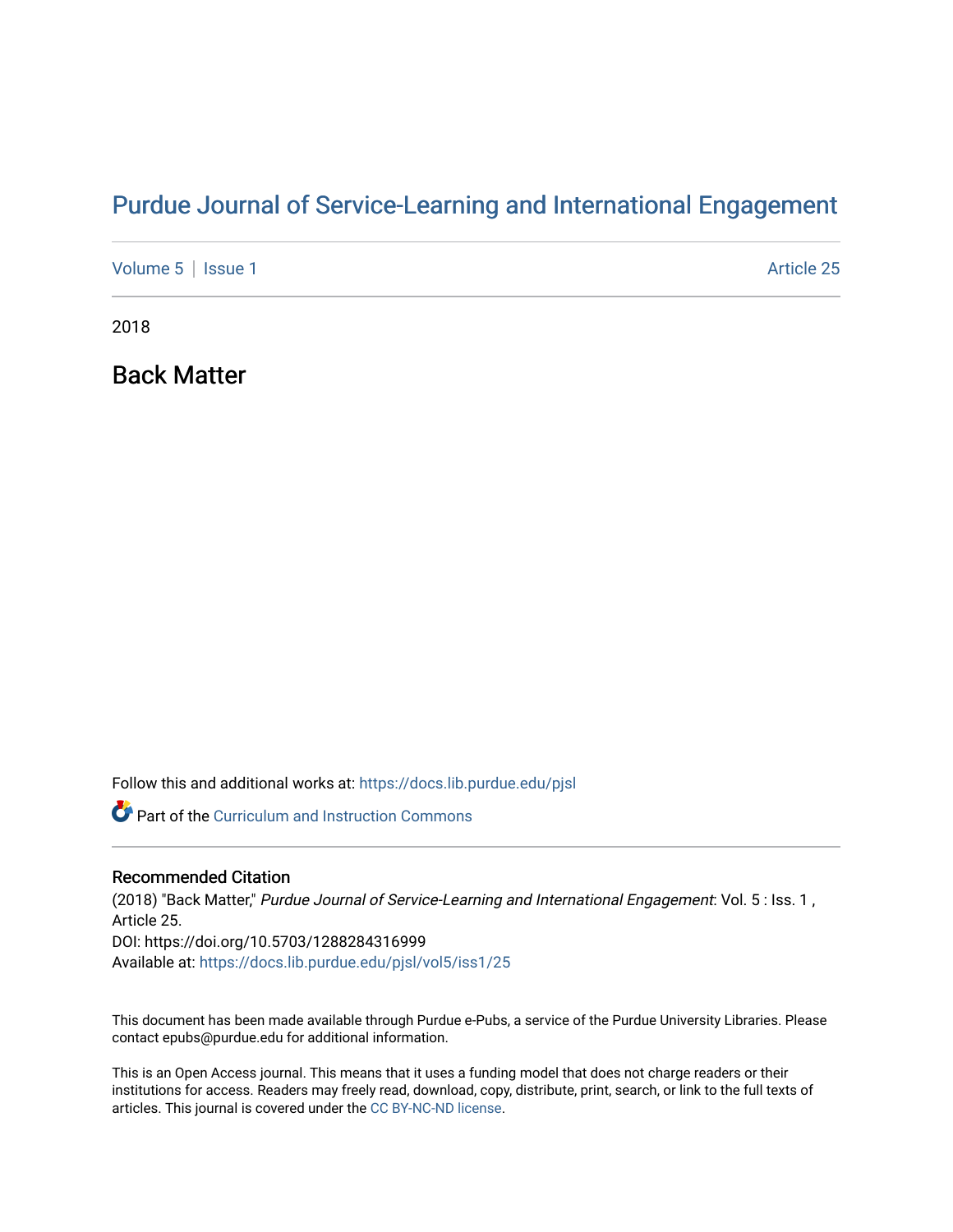# Purdue Journal of Service-Learning and International Engagement

Volume 5 | Issue 1 Article 25

2018

## Back Matter

Follow this and additional works at: https://docs.lib.purdue.edu/pjsl

Part of the Curriculum and Instruction Commons

### Recommended Citation

(2018) "Back Matter," *Purdue Journal of Service-Learning and International Engagement*: Vol. 5 : Iss. 1 , Article 25.
DOI: https://doi.org/10.5703/1288284316999
Available at: https://docs.lib.purdue.edu/pjsl/vol5/iss1/25

This document has been made available through Purdue e-Pubs, a service of the Purdue University Libraries. Please contact epubs@purdue.edu for additional information.

This is an Open Access journal. This means that it uses a funding model that does not charge readers or their institutions for access. Readers may freely read, download, copy, distribute, print, search, or link to the full texts of articles. This journal is covered under the CC BY-NC-ND license.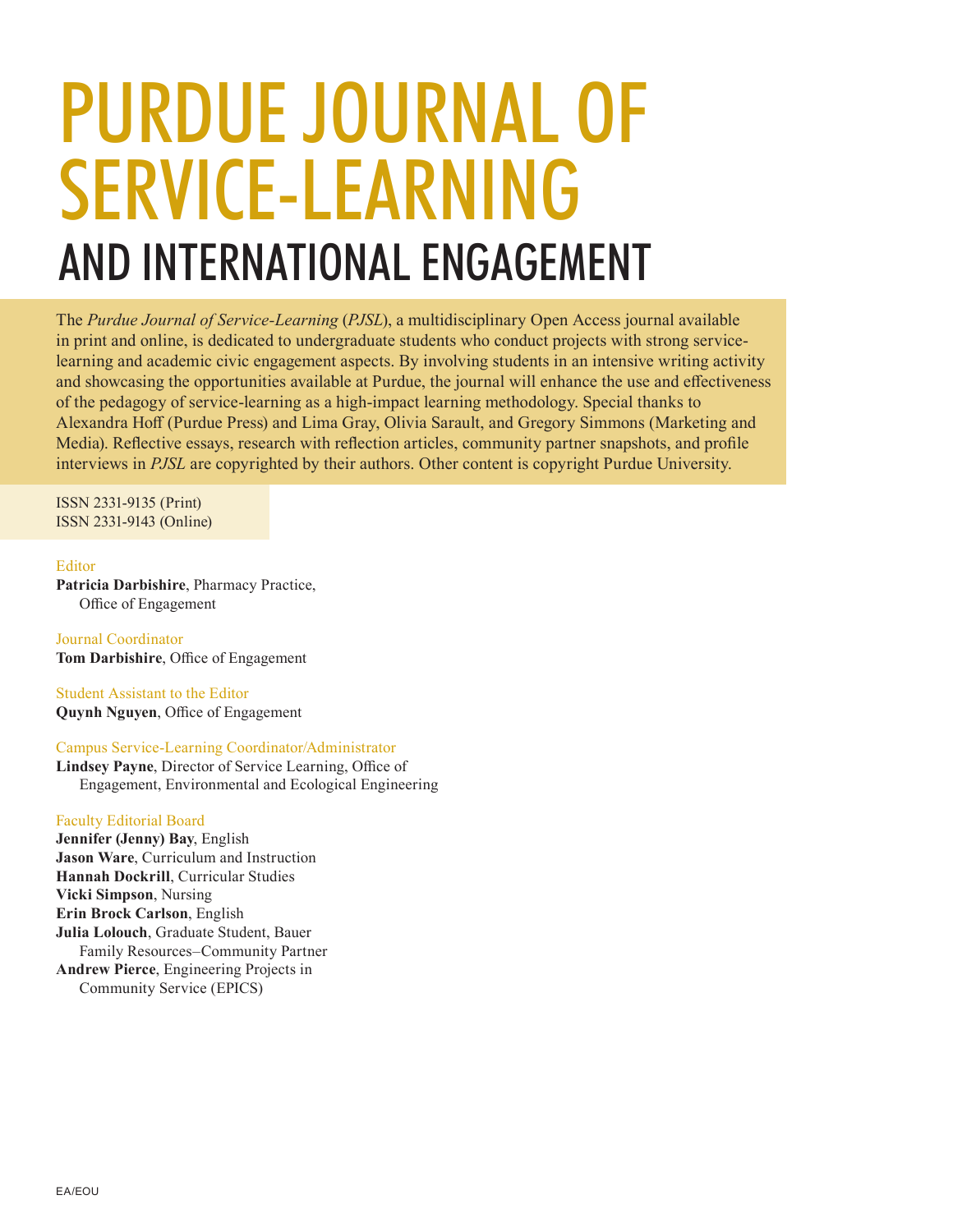# PURDUE JOURNAL OF SERVICE-LEARNING

## AND INTERNATIONAL ENGAGEMENT

The *Purdue Journal of Service-Learning* (*PJSL*), a multidisciplinary Open Access journal available in print and online, is dedicated to undergraduate students who conduct projects with strong service-learning and academic civic engagement aspects. By involving students in an intensive writing activity and showcasing the opportunities available at Purdue, the journal will enhance the use and effectiveness of the pedagogy of service-learning as a high-impact learning methodology. Special thanks to Alexandra Hoff (Purdue Press) and Lima Gray, Olivia Sarault, and Gregory Simmons (Marketing and Media). Reflective essays, research with reflection articles, community partner snapshots, and profile interviews in *PJSL* are copyrighted by their authors. Other content is copyright Purdue University.

ISSN 2331-9135 (Print)
ISSN 2331-9143 (Online)

Editor
**Patricia Darbishire**, Pharmacy Practice, Office of Engagement

Journal Coordinator
**Tom Darbishire**, Office of Engagement

Student Assistant to the Editor
**Quynh Nguyen**, Office of Engagement

Campus Service-Learning Coordinator/Administrator
**Lindsey Payne**, Director of Service Learning, Office of Engagement, Environmental and Ecological Engineering

Faculty Editorial Board
**Jennifer (Jenny) Bay**, English
**Jason Ware**, Curriculum and Instruction
**Hannah Dockrill**, Curricular Studies
**Vicki Simpson**, Nursing
**Erin Brock Carlson**, English
**Julia Lolouch**, Graduate Student, Bauer Family Resources–Community Partner
**Andrew Pierce**, Engineering Projects in Community Service (EPICS)

EA/EOU